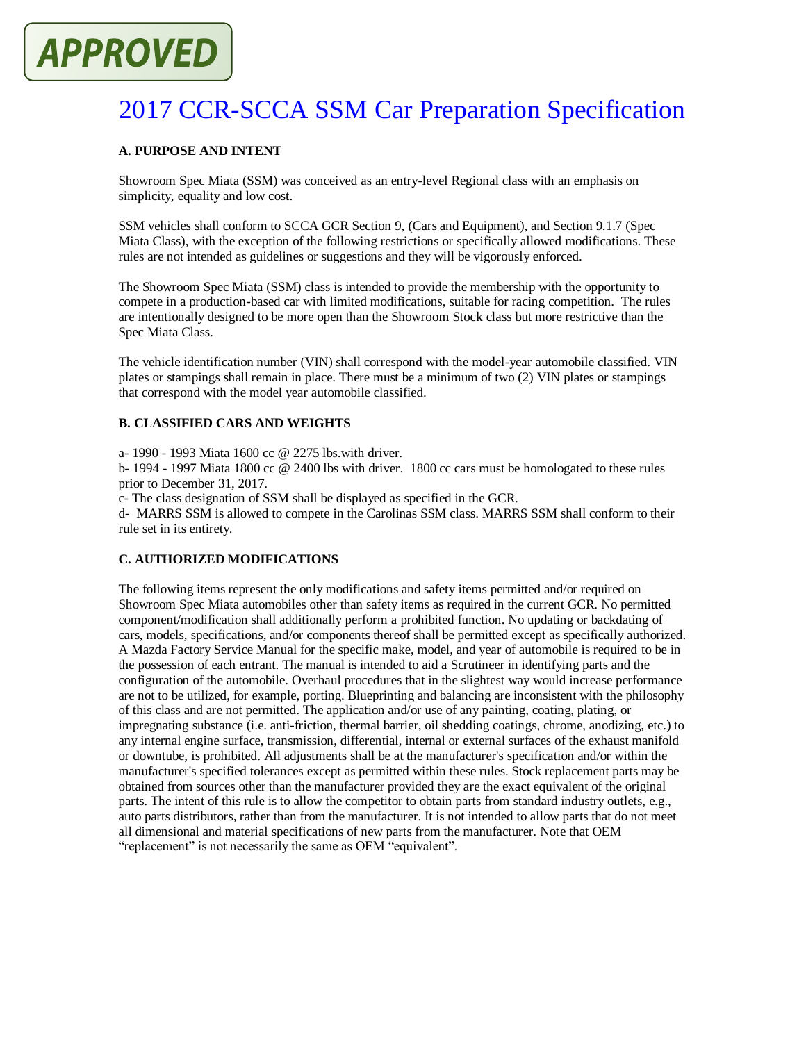APPROVED

# 2017 CCR-SCCA SSM Car Preparation Specification

**A. PURPOSE AND INTENT**

Showroom Spec Miata (SSM) was conceived as an entry-level Regional class with an emphasis on simplicity, equality and low cost.

SSM vehicles shall conform to SCCA GCR Section 9, (Cars and Equipment), and Section 9.1.7 (Spec Miata Class), with the exception of the following restrictions or specifically allowed modifications. These rules are not intended as guidelines or suggestions and they will be vigorously enforced.

The Showroom Spec Miata (SSM) class is intended to provide the membership with the opportunity to compete in a production-based car with limited modifications, suitable for racing competition. The rules are intentionally designed to be more open than the Showroom Stock class but more restrictive than the Spec Miata Class.

The vehicle identification number (VIN) shall correspond with the model-year automobile classified. VIN plates or stampings shall remain in place. There must be a minimum of two (2) VIN plates or stampings that correspond with the model year automobile classified.

**B. CLASSIFIED CARS AND WEIGHTS**

a- 1990 - 1993 Miata 1600 cc @ 2275 lbs.with driver.
b- 1994 - 1997 Miata 1800 cc @ 2400 lbs with driver. 1800 cc cars must be homologated to these rules prior to December 31, 2017.
c- The class designation of SSM shall be displayed as specified in the GCR.
d- MARRS SSM is allowed to compete in the Carolinas SSM class. MARRS SSM shall conform to their rule set in its entirety.

**C. AUTHORIZED MODIFICATIONS**

The following items represent the only modifications and safety items permitted and/or required on Showroom Spec Miata automobiles other than safety items as required in the current GCR. No permitted component/modification shall additionally perform a prohibited function. No updating or backdating of cars, models, specifications, and/or components thereof shall be permitted except as specifically authorized. A Mazda Factory Service Manual for the specific make, model, and year of automobile is required to be in the possession of each entrant. The manual is intended to aid a Scrutineer in identifying parts and the configuration of the automobile. Overhaul procedures that in the slightest way would increase performance are not to be utilized, for example, porting. Blueprinting and balancing are inconsistent with the philosophy of this class and are not permitted. The application and/or use of any painting, coating, plating, or impregnating substance (i.e. anti-friction, thermal barrier, oil shedding coatings, chrome, anodizing, etc.) to any internal engine surface, transmission, differential, internal or external surfaces of the exhaust manifold or downtube, is prohibited. All adjustments shall be at the manufacturer's specification and/or within the manufacturer's specified tolerances except as permitted within these rules. Stock replacement parts may be obtained from sources other than the manufacturer provided they are the exact equivalent of the original parts. The intent of this rule is to allow the competitor to obtain parts from standard industry outlets, e.g., auto parts distributors, rather than from the manufacturer. It is not intended to allow parts that do not meet all dimensional and material specifications of new parts from the manufacturer. Note that OEM "replacement" is not necessarily the same as OEM "equivalent".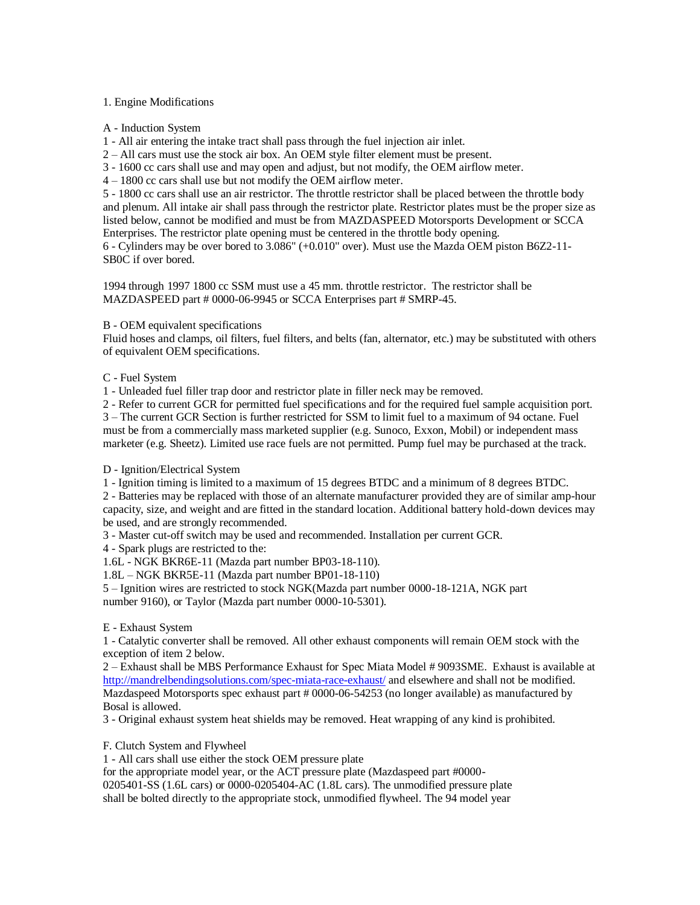## 1. Engine Modifications

### A - Induction System

1 - All air entering the intake tract shall pass through the fuel injection air inlet.
2 – All cars must use the stock air box. An OEM style filter element must be present.
3 - 1600 cc cars shall use and may open and adjust, but not modify, the OEM airflow meter.
4 – 1800 cc cars shall use but not modify the OEM airflow meter.
5 - 1800 cc cars shall use an air restrictor. The throttle restrictor shall be placed between the throttle body and plenum. All intake air shall pass through the restrictor plate. Restrictor plates must be the proper size as listed below, cannot be modified and must be from MAZDASPEED Motorsports Development or SCCA Enterprises. The restrictor plate opening must be centered in the throttle body opening.
6 - Cylinders may be over bored to 3.086" (+0.010" over). Must use the Mazda OEM piston B6Z2-11-SB0C if over bored.

1994 through 1997 1800 cc SSM must use a 45 mm. throttle restrictor. The restrictor shall be MAZDASPEED part # 0000-06-9945 or SCCA Enterprises part # SMRP-45.

### B - OEM equivalent specifications

Fluid hoses and clamps, oil filters, fuel filters, and belts (fan, alternator, etc.) may be substituted with others of equivalent OEM specifications.

### C - Fuel System

1 - Unleaded fuel filler trap door and restrictor plate in filler neck may be removed.
2 - Refer to current GCR for permitted fuel specifications and for the required fuel sample acquisition port.
3 – The current GCR Section is further restricted for SSM to limit fuel to a maximum of 94 octane. Fuel must be from a commercially mass marketed supplier (e.g. Sunoco, Exxon, Mobil) or independent mass marketer (e.g. Sheetz). Limited use race fuels are not permitted. Pump fuel may be purchased at the track.

### D - Ignition/Electrical System

1 - Ignition timing is limited to a maximum of 15 degrees BTDC and a minimum of 8 degrees BTDC.
2 - Batteries may be replaced with those of an alternate manufacturer provided they are of similar amp-hour capacity, size, and weight and are fitted in the standard location. Additional battery hold-down devices may be used, and are strongly recommended.
3 - Master cut-off switch may be used and recommended. Installation per current GCR.
4 - Spark plugs are restricted to the:
1.6L - NGK BKR6E-11 (Mazda part number BP03-18-110).
1.8L – NGK BKR5E-11 (Mazda part number BP01-18-110)
5 – Ignition wires are restricted to stock NGK(Mazda part number 0000-18-121A, NGK part number 9160), or Taylor (Mazda part number 0000-10-5301).

### E - Exhaust System

1 - Catalytic converter shall be removed. All other exhaust components will remain OEM stock with the exception of item 2 below.
2 – Exhaust shall be MBS Performance Exhaust for Spec Miata Model # 9093SME. Exhaust is available at http://mandrelbendingsolutions.com/spec-miata-race-exhaust/ and elsewhere and shall not be modified. Mazdaspeed Motorsports spec exhaust part # 0000-06-54253 (no longer available) as manufactured by Bosal is allowed.
3 - Original exhaust system heat shields may be removed. Heat wrapping of any kind is prohibited.

### F. Clutch System and Flywheel

1 - All cars shall use either the stock OEM pressure plate for the appropriate model year, or the ACT pressure plate (Mazdaspeed part #0000-0205401-SS (1.6L cars) or 0000-0205404-AC (1.8L cars). The unmodified pressure plate shall be bolted directly to the appropriate stock, unmodified flywheel. The 94 model year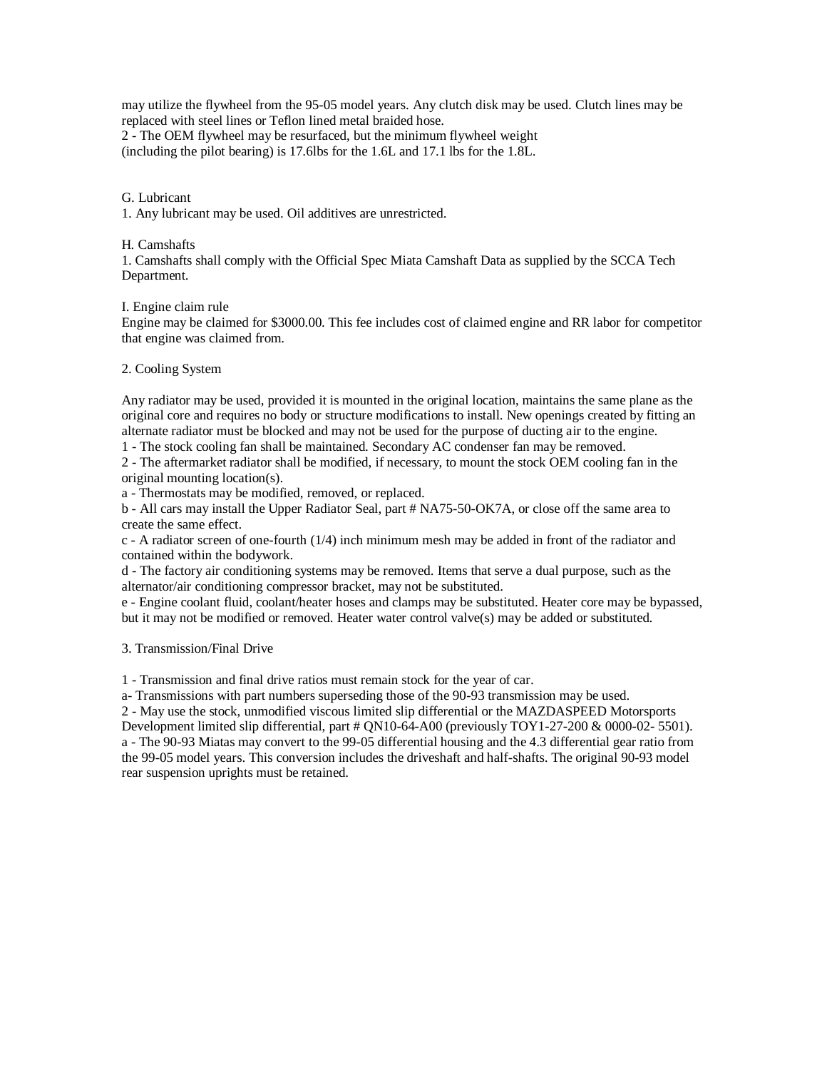may utilize the flywheel from the 95-05 model years. Any clutch disk may be used. Clutch lines may be replaced with steel lines or Teflon lined metal braided hose.

2 - The OEM flywheel may be resurfaced, but the minimum flywheel weight (including the pilot bearing) is 17.6lbs for the 1.6L and 17.1 lbs for the 1.8L.

G. Lubricant

1. Any lubricant may be used. Oil additives are unrestricted.

H. Camshafts

1. Camshafts shall comply with the Official Spec Miata Camshaft Data as supplied by the SCCA Tech Department.

I. Engine claim rule

Engine may be claimed for $3000.00. This fee includes cost of claimed engine and RR labor for competitor that engine was claimed from.

2. Cooling System

Any radiator may be used, provided it is mounted in the original location, maintains the same plane as the original core and requires no body or structure modifications to install. New openings created by fitting an alternate radiator must be blocked and may not be used for the purpose of ducting air to the engine.

1 - The stock cooling fan shall be maintained. Secondary AC condenser fan may be removed.

2 - The aftermarket radiator shall be modified, if necessary, to mount the stock OEM cooling fan in the original mounting location(s).

a - Thermostats may be modified, removed, or replaced.

b - All cars may install the Upper Radiator Seal, part # NA75-50-OK7A, or close off the same area to create the same effect.

c - A radiator screen of one-fourth (1/4) inch minimum mesh may be added in front of the radiator and contained within the bodywork.

d - The factory air conditioning systems may be removed. Items that serve a dual purpose, such as the alternator/air conditioning compressor bracket, may not be substituted.

e - Engine coolant fluid, coolant/heater hoses and clamps may be substituted. Heater core may be bypassed, but it may not be modified or removed. Heater water control valve(s) may be added or substituted.

3. Transmission/Final Drive

1 - Transmission and final drive ratios must remain stock for the year of car.

a- Transmissions with part numbers superseding those of the 90-93 transmission may be used.

2 - May use the stock, unmodified viscous limited slip differential or the MAZDASPEED Motorsports Development limited slip differential, part # QN10-64-A00 (previously TOY1-27-200 & 0000-02- 5501).

a - The 90-93 Miatas may convert to the 99-05 differential housing and the 4.3 differential gear ratio from the 99-05 model years. This conversion includes the driveshaft and half-shafts. The original 90-93 model rear suspension uprights must be retained.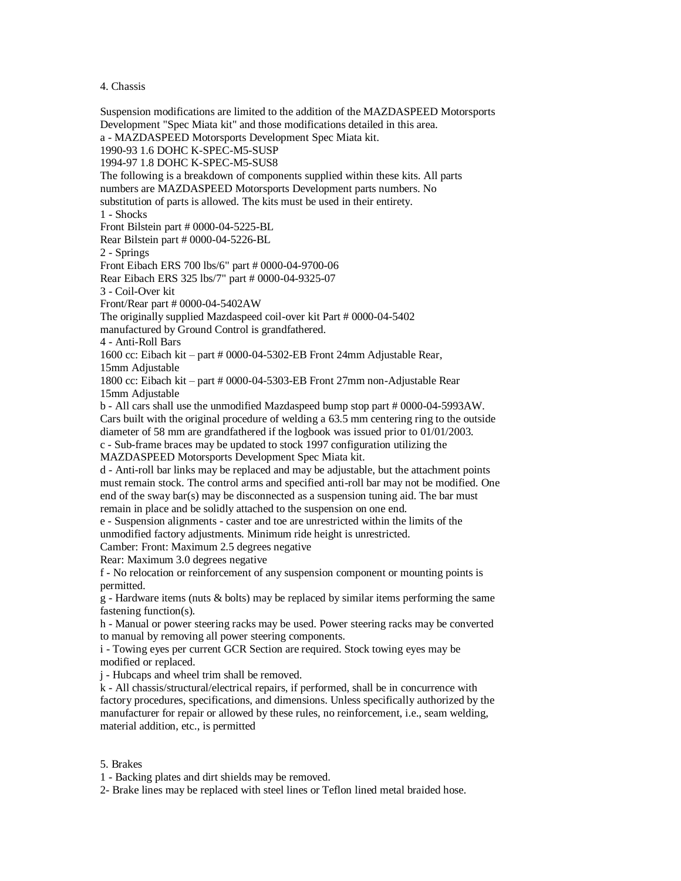## 4. Chassis

Suspension modifications are limited to the addition of the MAZDASPEED Motorsports Development "Spec Miata kit" and those modifications detailed in this area.

a - MAZDASPEED Motorsports Development Spec Miata kit.
1990-93 1.6 DOHC K-SPEC-M5-SUSP
1994-97 1.8 DOHC K-SPEC-M5-SUS8
The following is a breakdown of components supplied within these kits. All parts numbers are MAZDASPEED Motorsports Development parts numbers. No substitution of parts is allowed. The kits must be used in their entirety.

1 - Shocks
Front Bilstein part # 0000-04-5225-BL
Rear Bilstein part # 0000-04-5226-BL

2 - Springs
Front Eibach ERS 700 lbs/6" part # 0000-04-9700-06
Rear Eibach ERS 325 lbs/7" part # 0000-04-9325-07

3 - Coil-Over kit
Front/Rear part # 0000-04-5402AW
The originally supplied Mazdaspeed coil-over kit Part # 0000-04-5402 manufactured by Ground Control is grandfathered.

4 - Anti-Roll Bars
1600 cc: Eibach kit – part # 0000-04-5302-EB Front 24mm Adjustable Rear, 15mm Adjustable
1800 cc: Eibach kit – part # 0000-04-5303-EB Front 27mm non-Adjustable Rear 15mm Adjustable

b - All cars shall use the unmodified Mazdaspeed bump stop part # 0000-04-5993AW. Cars built with the original procedure of welding a 63.5 mm centering ring to the outside diameter of 58 mm are grandfathered if the logbook was issued prior to 01/01/2003.

c - Sub-frame braces may be updated to stock 1997 configuration utilizing the MAZDASPEED Motorsports Development Spec Miata kit.

d - Anti-roll bar links may be replaced and may be adjustable, but the attachment points must remain stock. The control arms and specified anti-roll bar may not be modified. One end of the sway bar(s) may be disconnected as a suspension tuning aid. The bar must remain in place and be solidly attached to the suspension on one end.

e - Suspension alignments - caster and toe are unrestricted within the limits of the unmodified factory adjustments. Minimum ride height is unrestricted.
Camber: Front: Maximum 2.5 degrees negative
Rear: Maximum 3.0 degrees negative

f - No relocation or reinforcement of any suspension component or mounting points is permitted.

g - Hardware items (nuts & bolts) may be replaced by similar items performing the same fastening function(s).

h - Manual or power steering racks may be used. Power steering racks may be converted to manual by removing all power steering components.

i - Towing eyes per current GCR Section are required. Stock towing eyes may be modified or replaced.

j - Hubcaps and wheel trim shall be removed.

k - All chassis/structural/electrical repairs, if performed, shall be in concurrence with factory procedures, specifications, and dimensions. Unless specifically authorized by the manufacturer for repair or allowed by these rules, no reinforcement, i.e., seam welding, material addition, etc., is permitted

## 5. Brakes

1 - Backing plates and dirt shields may be removed.
2- Brake lines may be replaced with steel lines or Teflon lined metal braided hose.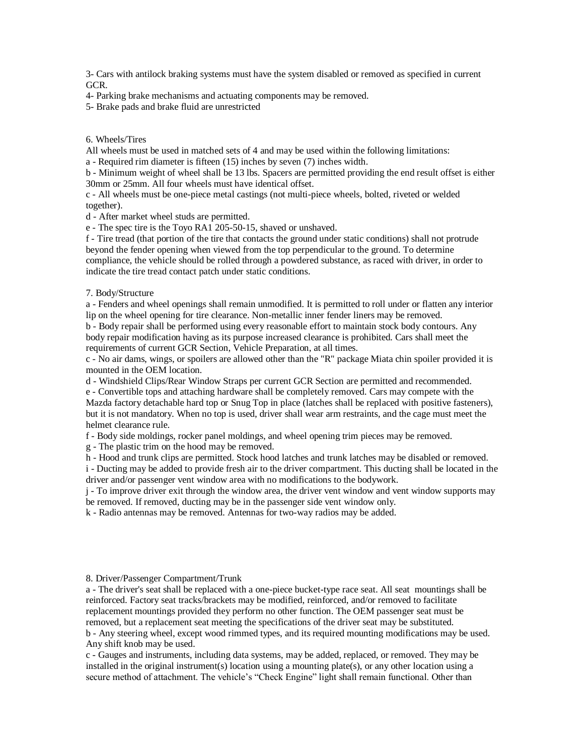3- Cars with antilock braking systems must have the system disabled or removed as specified in current GCR.
4- Parking brake mechanisms and actuating components may be removed.
5- Brake pads and brake fluid are unrestricted

6. Wheels/Tires

All wheels must be used in matched sets of 4 and may be used within the following limitations:
a - Required rim diameter is fifteen (15) inches by seven (7) inches width.
b - Minimum weight of wheel shall be 13 lbs. Spacers are permitted providing the end result offset is either 30mm or 25mm. All four wheels must have identical offset.
c - All wheels must be one-piece metal castings (not multi-piece wheels, bolted, riveted or welded together).
d - After market wheel studs are permitted.
e - The spec tire is the Toyo RA1 205-50-15, shaved or unshaved.
f - Tire tread (that portion of the tire that contacts the ground under static conditions) shall not protrude beyond the fender opening when viewed from the top perpendicular to the ground. To determine compliance, the vehicle should be rolled through a powdered substance, as raced with driver, in order to indicate the tire tread contact patch under static conditions.

7. Body/Structure

a - Fenders and wheel openings shall remain unmodified. It is permitted to roll under or flatten any interior lip on the wheel opening for tire clearance. Non-metallic inner fender liners may be removed.
b - Body repair shall be performed using every reasonable effort to maintain stock body contours. Any body repair modification having as its purpose increased clearance is prohibited. Cars shall meet the requirements of current GCR Section, Vehicle Preparation, at all times.
c - No air dams, wings, or spoilers are allowed other than the "R" package Miata chin spoiler provided it is mounted in the OEM location.
d - Windshield Clips/Rear Window Straps per current GCR Section are permitted and recommended.
e - Convertible tops and attaching hardware shall be completely removed. Cars may compete with the Mazda factory detachable hard top or Snug Top in place (latches shall be replaced with positive fasteners), but it is not mandatory. When no top is used, driver shall wear arm restraints, and the cage must meet the helmet clearance rule.
f - Body side moldings, rocker panel moldings, and wheel opening trim pieces may be removed.
g - The plastic trim on the hood may be removed.
h - Hood and trunk clips are permitted. Stock hood latches and trunk latches may be disabled or removed.
i - Ducting may be added to provide fresh air to the driver compartment. This ducting shall be located in the driver and/or passenger vent window area with no modifications to the bodywork.
j - To improve driver exit through the window area, the driver vent window and vent window supports may be removed. If removed, ducting may be in the passenger side vent window only.
k - Radio antennas may be removed. Antennas for two-way radios may be added.

8. Driver/Passenger Compartment/Trunk

a - The driver's seat shall be replaced with a one-piece bucket-type race seat. All seat mountings shall be reinforced. Factory seat tracks/brackets may be modified, reinforced, and/or removed to facilitate replacement mountings provided they perform no other function. The OEM passenger seat must be removed, but a replacement seat meeting the specifications of the driver seat may be substituted.
b - Any steering wheel, except wood rimmed types, and its required mounting modifications may be used. Any shift knob may be used.
c - Gauges and instruments, including data systems, may be added, replaced, or removed. They may be installed in the original instrument(s) location using a mounting plate(s), or any other location using a secure method of attachment. The vehicle's "Check Engine" light shall remain functional. Other than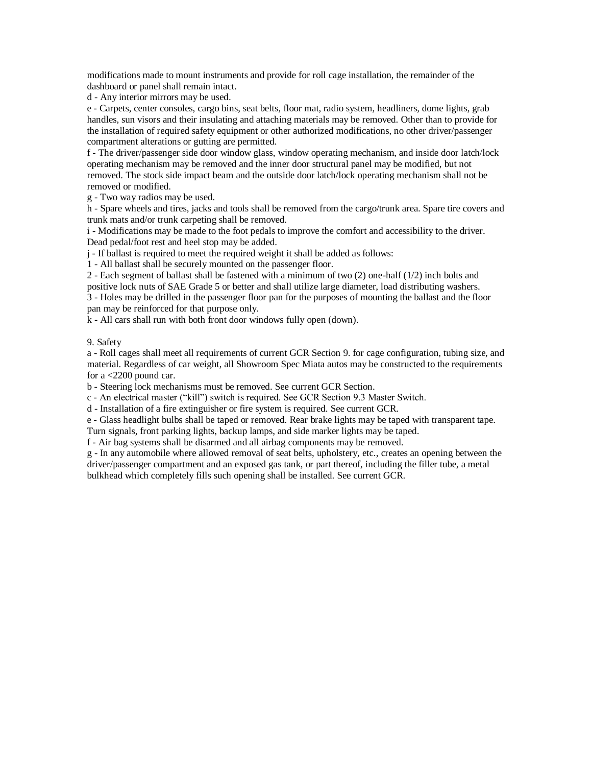modifications made to mount instruments and provide for roll cage installation, the remainder of the dashboard or panel shall remain intact.

d - Any interior mirrors may be used.

e - Carpets, center consoles, cargo bins, seat belts, floor mat, radio system, headliners, dome lights, grab handles, sun visors and their insulating and attaching materials may be removed. Other than to provide for the installation of required safety equipment or other authorized modifications, no other driver/passenger compartment alterations or gutting are permitted.

f - The driver/passenger side door window glass, window operating mechanism, and inside door latch/lock operating mechanism may be removed and the inner door structural panel may be modified, but not removed. The stock side impact beam and the outside door latch/lock operating mechanism shall not be removed or modified.

g - Two way radios may be used.

h - Spare wheels and tires, jacks and tools shall be removed from the cargo/trunk area. Spare tire covers and trunk mats and/or trunk carpeting shall be removed.

i - Modifications may be made to the foot pedals to improve the comfort and accessibility to the driver. Dead pedal/foot rest and heel stop may be added.

j - If ballast is required to meet the required weight it shall be added as follows:

1 - All ballast shall be securely mounted on the passenger floor.

2 - Each segment of ballast shall be fastened with a minimum of two (2) one-half (1/2) inch bolts and positive lock nuts of SAE Grade 5 or better and shall utilize large diameter, load distributing washers.

3 - Holes may be drilled in the passenger floor pan for the purposes of mounting the ballast and the floor pan may be reinforced for that purpose only.

k - All cars shall run with both front door windows fully open (down).

9. Safety

a - Roll cages shall meet all requirements of current GCR Section 9. for cage configuration, tubing size, and material. Regardless of car weight, all Showroom Spec Miata autos may be constructed to the requirements for a <2200 pound car.

b - Steering lock mechanisms must be removed. See current GCR Section.

c - An electrical master (“kill”) switch is required. See GCR Section 9.3 Master Switch.

d - Installation of a fire extinguisher or fire system is required. See current GCR.

e - Glass headlight bulbs shall be taped or removed. Rear brake lights may be taped with transparent tape. Turn signals, front parking lights, backup lamps, and side marker lights may be taped.

f - Air bag systems shall be disarmed and all airbag components may be removed.

g - In any automobile where allowed removal of seat belts, upholstery, etc., creates an opening between the driver/passenger compartment and an exposed gas tank, or part thereof, including the filler tube, a metal bulkhead which completely fills such opening shall be installed. See current GCR.